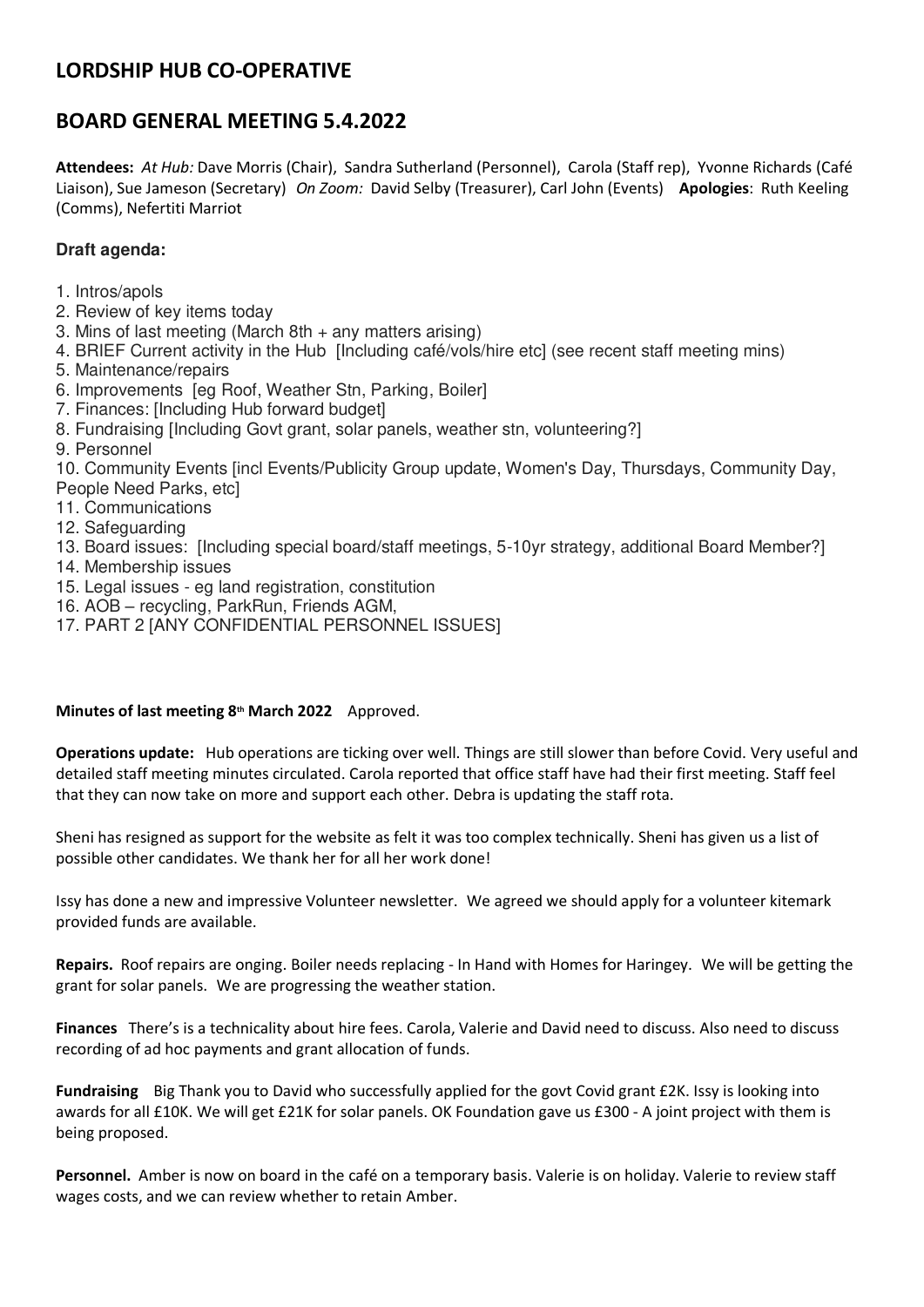# LORDSHIP HUB CO-OPERATIVE

## BOARD GENERAL MEETING 5.4.2022

**Attendees:** *At Hub:* Dave Morris (Chair), Sandra Sutherland (Personnel), Carola (Staff rep), Yvonne Richards (Café Liaison), Sue Jameson (Secretary) *On Zoom:* David Selby (Treasurer), Carl John (Events) **Apologies**: Ruth Keeling (Comms), Nefertiti Marriot

### Draft agenda:

1. Intros/apols
2. Review of key items today
3. Mins of last meeting (March 8th + any matters arising)
4. BRIEF Current activity in the Hub [Including café/vols/hire etc] (see recent staff meeting mins)
5. Maintenance/repairs
6. Improvements [eg Roof, Weather Stn, Parking, Boiler]
7. Finances: [Including Hub forward budget]
8. Fundraising [Including Govt grant, solar panels, weather stn, volunteering?]
9. Personnel
10. Community Events [incl Events/Publicity Group update, Women's Day, Thursdays, Community Day, People Need Parks, etc]
11. Communications
12. Safeguarding
13. Board issues: [Including special board/staff meetings, 5-10yr strategy, additional Board Member?]
14. Membership issues
15. Legal issues - eg land registration, constitution
16. AOB – recycling, ParkRun, Friends AGM,
17. PART 2 [ANY CONFIDENTIAL PERSONNEL ISSUES]

**Minutes of last meeting 8th March 2022** Approved.

**Operations update:** Hub operations are ticking over well. Things are still slower than before Covid. Very useful and detailed staff meeting minutes circulated. Carola reported that office staff have had their first meeting. Staff feel that they can now take on more and support each other. Debra is updating the staff rota.

Sheni has resigned as support for the website as felt it was too complex technically. Sheni has given us a list of possible other candidates. We thank her for all her work done!

Issy has done a new and impressive Volunteer newsletter. We agreed we should apply for a volunteer kitemark provided funds are available.

**Repairs.** Roof repairs are onging. Boiler needs replacing - In Hand with Homes for Haringey. We will be getting the grant for solar panels. We are progressing the weather station.

**Finances** There's is a technicality about hire fees. Carola, Valerie and David need to discuss. Also need to discuss recording of ad hoc payments and grant allocation of funds.

**Fundraising** Big Thank you to David who successfully applied for the govt Covid grant £2K. Issy is looking into awards for all £10K. We will get £21K for solar panels. OK Foundation gave us £300 - A joint project with them is being proposed.

**Personnel.** Amber is now on board in the café on a temporary basis. Valerie is on holiday. Valerie to review staff wages costs, and we can review whether to retain Amber.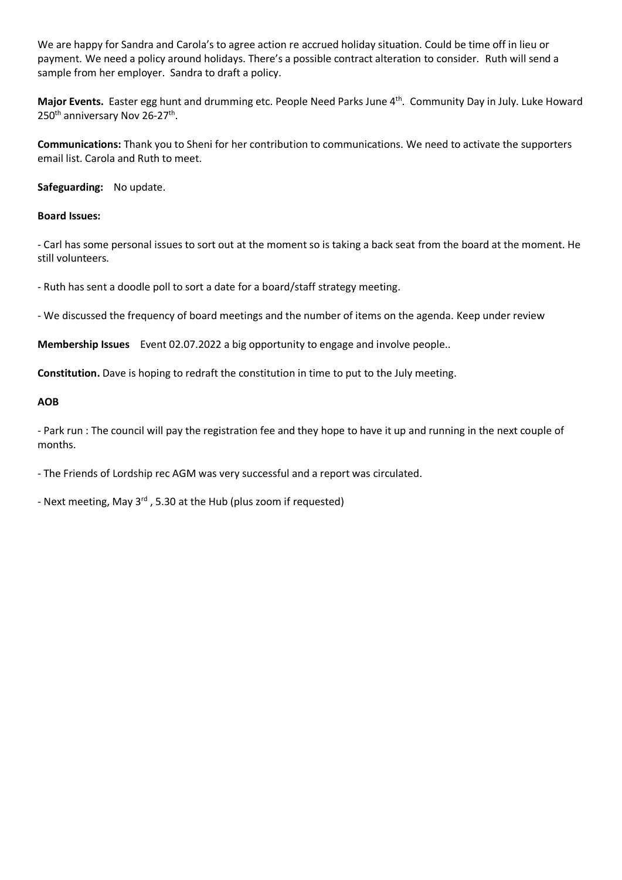We are happy for Sandra and Carola's to agree action re accrued holiday situation. Could be time off in lieu or payment. We need a policy around holidays. There's a possible contract alteration to consider. Ruth will send a sample from her employer. Sandra to draft a policy.

**Major Events.** Easter egg hunt and drumming etc. People Need Parks June 4th. Community Day in July. Luke Howard 250th anniversary Nov 26-27th.

**Communications:** Thank you to Sheni for her contribution to communications. We need to activate the supporters email list. Carola and Ruth to meet.

**Safeguarding:** No update.

**Board Issues:**

- Carl has some personal issues to sort out at the moment so is taking a back seat from the board at the moment. He still volunteers.

- Ruth has sent a doodle poll to sort a date for a board/staff strategy meeting.

- We discussed the frequency of board meetings and the number of items on the agenda. Keep under review

**Membership Issues** Event 02.07.2022 a big opportunity to engage and involve people..

**Constitution.** Dave is hoping to redraft the constitution in time to put to the July meeting.

**AOB**

- Park run : The council will pay the registration fee and they hope to have it up and running in the next couple of months.

- The Friends of Lordship rec AGM was very successful and a report was circulated.

- Next meeting, May 3rd , 5.30 at the Hub (plus zoom if requested)